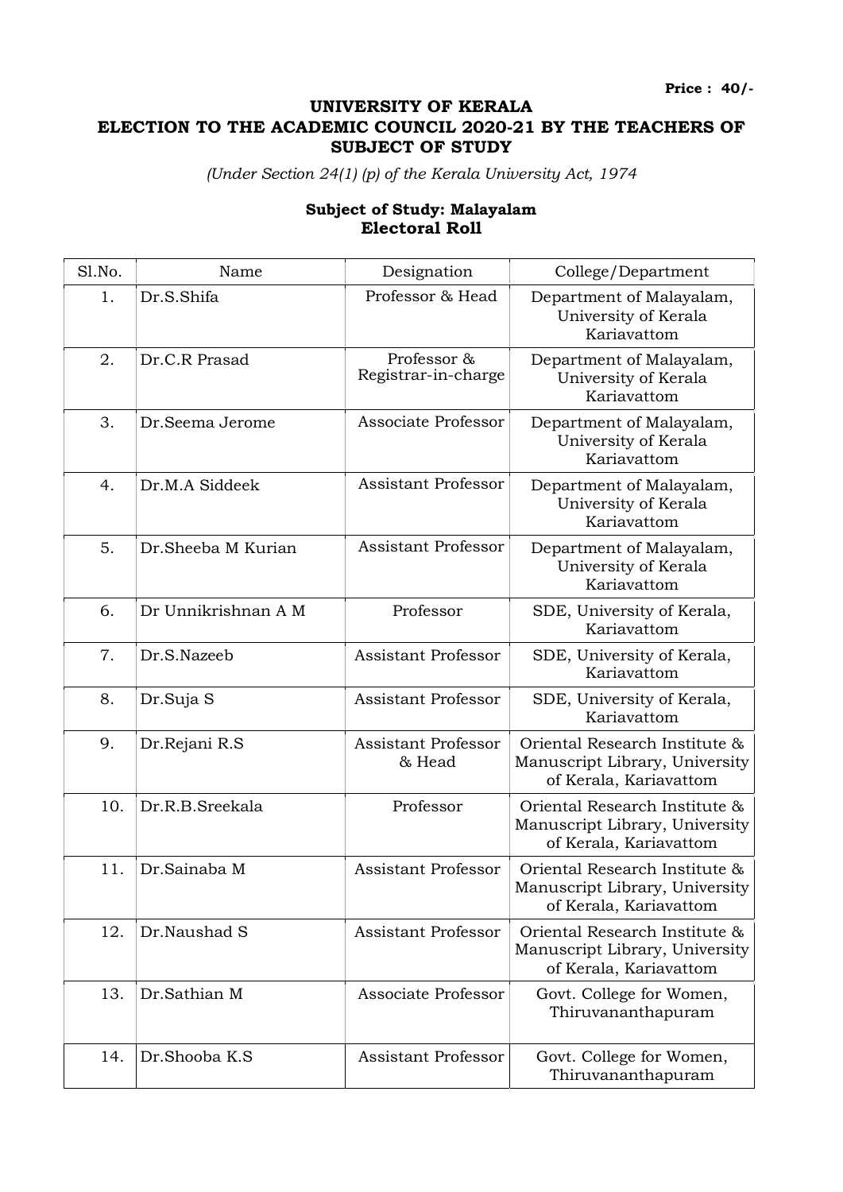**Price : 40/-**

# UNIVERSITY OF KERALA
## ELECTION TO THE ACADEMIC COUNCIL 2020-21 BY THE TEACHERS OF SUBJECT OF STUDY

*(Under Section 24(1) (p) of the Kerala University Act, 1974*

### Subject of Study: Malayalam
### Electoral Roll

| Sl.No. | Name | Designation | College/Department |
|---|---|---|---|
| 1. | Dr.S.Shifa | Professor & Head | Department of Malayalam, University of Kerala Kariavattom |
| 2. | Dr.C.R Prasad | Professor & Registrar-in-charge | Department of Malayalam, University of Kerala Kariavattom |
| 3. | Dr.Seema Jerome | Associate Professor | Department of Malayalam, University of Kerala Kariavattom |
| 4. | Dr.M.A Siddeek | Assistant Professor | Department of Malayalam, University of Kerala Kariavattom |
| 5. | Dr.Sheeba M Kurian | Assistant Professor | Department of Malayalam, University of Kerala Kariavattom |
| 6. | Dr Unnikrishnan A M | Professor | SDE, University of Kerala, Kariavattom |
| 7. | Dr.S.Nazeeb | Assistant Professor | SDE, University of Kerala, Kariavattom |
| 8. | Dr.Suja S | Assistant Professor | SDE, University of Kerala, Kariavattom |
| 9. | Dr.Rejani R.S | Assistant Professor & Head | Oriental Research Institute & Manuscript Library, University of Kerala, Kariavattom |
| 10. | Dr.R.B.Sreekala | Professor | Oriental Research Institute & Manuscript Library, University of Kerala, Kariavattom |
| 11. | Dr.Sainaba M | Assistant Professor | Oriental Research Institute & Manuscript Library, University of Kerala, Kariavattom |
| 12. | Dr.Naushad S | Assistant Professor | Oriental Research Institute & Manuscript Library, University of Kerala, Kariavattom |
| 13. | Dr.Sathian M | Associate Professor | Govt. College for Women, Thiruvananthapuram |
| 14. | Dr.Shooba K.S | Assistant Professor | Govt. College for Women, Thiruvananthapuram |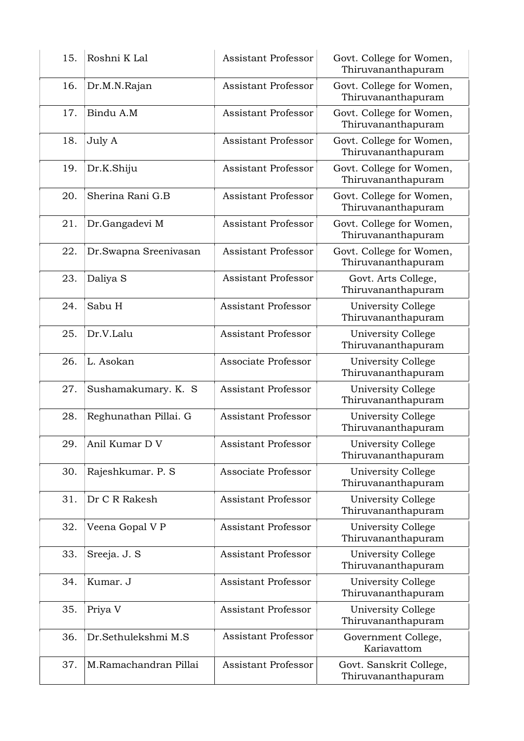| | | | |
|---|---|---|---|
| 15. | Roshni K Lal | Assistant Professor | Govt. College for Women, Thiruvananthapuram |
| 16. | Dr.M.N.Rajan | Assistant Professor | Govt. College for Women, Thiruvananthapuram |
| 17. | Bindu A.M | Assistant Professor | Govt. College for Women, Thiruvananthapuram |
| 18. | July A | Assistant Professor | Govt. College for Women, Thiruvananthapuram |
| 19. | Dr.K.Shiju | Assistant Professor | Govt. College for Women, Thiruvananthapuram |
| 20. | Sherina Rani G.B | Assistant Professor | Govt. College for Women, Thiruvananthapuram |
| 21. | Dr.Gangadevi M | Assistant Professor | Govt. College for Women, Thiruvananthapuram |
| 22. | Dr.Swapna Sreenivasan | Assistant Professor | Govt. College for Women, Thiruvananthapuram |
| 23. | Daliya S | Assistant Professor | Govt. Arts College, Thiruvananthapuram |
| 24. | Sabu H | Assistant Professor | University College Thiruvananthapuram |
| 25. | Dr.V.Lalu | Assistant Professor | University College Thiruvananthapuram |
| 26. | L. Asokan | Associate Professor | University College Thiruvananthapuram |
| 27. | Sushamakumary. K. S | Assistant Professor | University College Thiruvananthapuram |
| 28. | Reghunathan Pillai. G | Assistant Professor | University College Thiruvananthapuram |
| 29. | Anil Kumar D V | Assistant Professor | University College Thiruvananthapuram |
| 30. | Rajeshkumar. P. S | Associate Professor | University College Thiruvananthapuram |
| 31. | Dr C R Rakesh | Assistant Professor | University College Thiruvananthapuram |
| 32. | Veena Gopal V P | Assistant Professor | University College Thiruvananthapuram |
| 33. | Sreeja. J. S | Assistant Professor | University College Thiruvananthapuram |
| 34. | Kumar. J | Assistant Professor | University College Thiruvananthapuram |
| 35. | Priya V | Assistant Professor | University College Thiruvananthapuram |
| 36. | Dr.Sethulekshmi M.S | Assistant Professor | Government College, Kariavattom |
| 37. | M.Ramachandran Pillai | Assistant Professor | Govt. Sanskrit College, Thiruvananthapuram |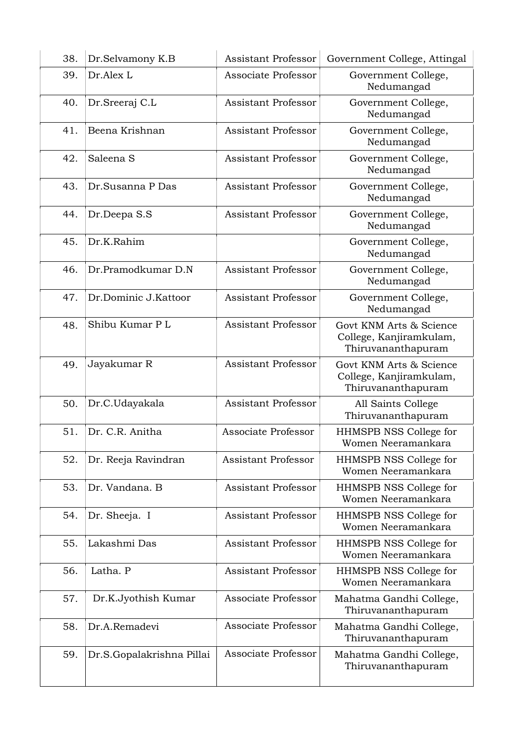| 38. | Dr.Selvamony K.B | Assistant Professor | Government College, Attingal |
|---|---|---|---|
| 39. | Dr.Alex L | Associate Professor | Government College, Nedumangad |
| 40. | Dr.Sreeraj C.L | Assistant Professor | Government College, Nedumangad |
| 41. | Beena Krishnan | Assistant Professor | Government College, Nedumangad |
| 42. | Saleena S | Assistant Professor | Government College, Nedumangad |
| 43. | Dr.Susanna P Das | Assistant Professor | Government College, Nedumangad |
| 44. | Dr.Deepa S.S | Assistant Professor | Government College, Nedumangad |
| 45. | Dr.K.Rahim | | Government College, Nedumangad |
| 46. | Dr.Pramodkumar D.N | Assistant Professor | Government College, Nedumangad |
| 47. | Dr.Dominic J.Kattoor | Assistant Professor | Government College, Nedumangad |
| 48. | Shibu Kumar P L | Assistant Professor | Govt KNM Arts & Science College, Kanjiramkulam, Thiruvananthapuram |
| 49. | Jayakumar R | Assistant Professor | Govt KNM Arts & Science College, Kanjiramkulam, Thiruvananthapuram |
| 50. | Dr.C.Udayakala | Assistant Professor | All Saints College Thiruvananthapuram |
| 51. | Dr. C.R. Anitha | Associate Professor | HHMSPB NSS College for Women Neeramankara |
| 52. | Dr. Reeja Ravindran | Assistant Professor | HHMSPB NSS College for Women Neeramankara |
| 53. | Dr. Vandana. B | Assistant Professor | HHMSPB NSS College for Women Neeramankara |
| 54. | Dr. Sheeja. I | Assistant Professor | HHMSPB NSS College for Women Neeramankara |
| 55. | Lakashmi Das | Assistant Professor | HHMSPB NSS College for Women Neeramankara |
| 56. | Latha. P | Assistant Professor | HHMSPB NSS College for Women Neeramankara |
| 57. | Dr.K.Jyothish Kumar | Associate Professor | Mahatma Gandhi College, Thiruvananthapuram |
| 58. | Dr.A.Remadevi | Associate Professor | Mahatma Gandhi College, Thiruvananthapuram |
| 59. | Dr.S.Gopalakrishna Pillai | Associate Professor | Mahatma Gandhi College, Thiruvananthapuram |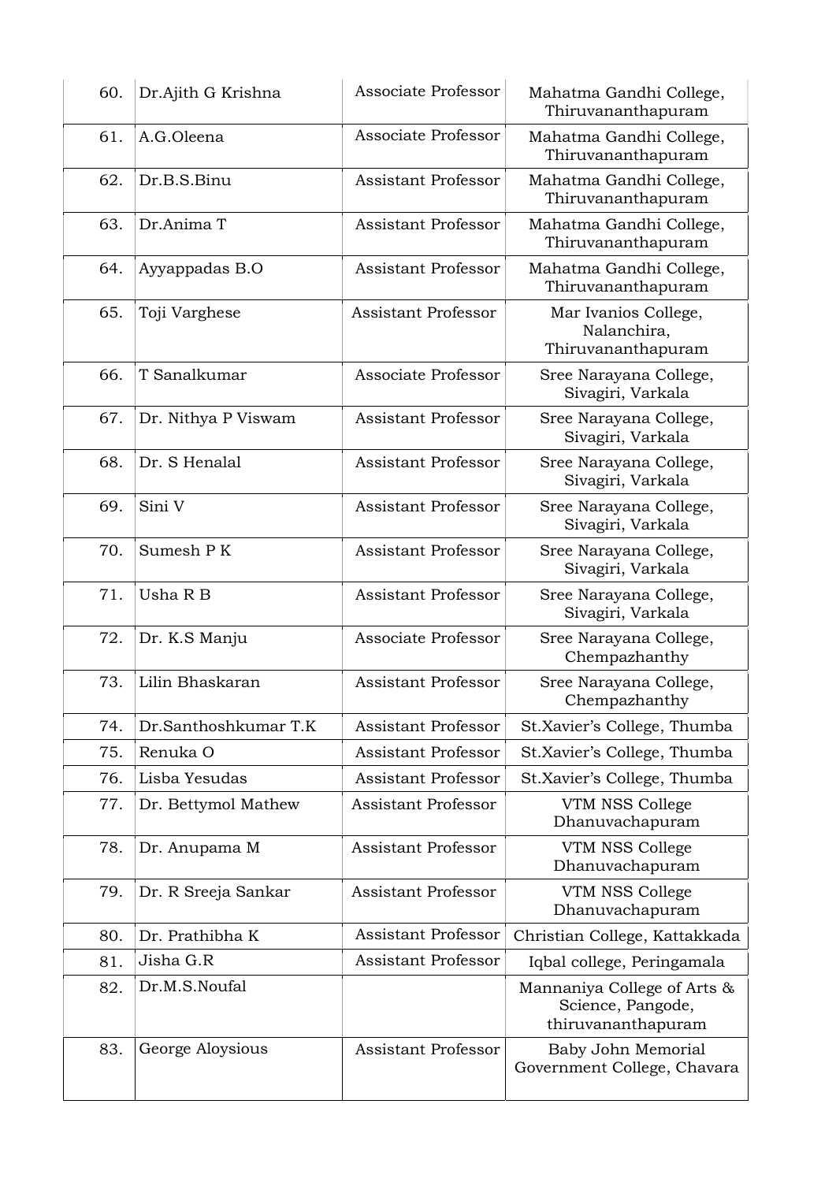| | | | |
|---|---|---|---|
| 60. | Dr.Ajith G Krishna | Associate Professor | Mahatma Gandhi College, Thiruvananthapuram |
| 61. | A.G.Oleena | Associate Professor | Mahatma Gandhi College, Thiruvananthapuram |
| 62. | Dr.B.S.Binu | Assistant Professor | Mahatma Gandhi College, Thiruvananthapuram |
| 63. | Dr.Anima T | Assistant Professor | Mahatma Gandhi College, Thiruvananthapuram |
| 64. | Ayyappadas B.O | Assistant Professor | Mahatma Gandhi College, Thiruvananthapuram |
| 65. | Toji Varghese | Assistant Professor | Mar Ivanios College, Nalanchira, Thiruvananthapuram |
| 66. | T Sanalkumar | Associate Professor | Sree Narayana College, Sivagiri, Varkala |
| 67. | Dr. Nithya P Viswam | Assistant Professor | Sree Narayana College, Sivagiri, Varkala |
| 68. | Dr. S Henalal | Assistant Professor | Sree Narayana College, Sivagiri, Varkala |
| 69. | Sini V | Assistant Professor | Sree Narayana College, Sivagiri, Varkala |
| 70. | Sumesh P K | Assistant Professor | Sree Narayana College, Sivagiri, Varkala |
| 71. | Usha R B | Assistant Professor | Sree Narayana College, Sivagiri, Varkala |
| 72. | Dr. K.S Manju | Associate Professor | Sree Narayana College, Chempazhanthy |
| 73. | Lilin Bhaskaran | Assistant Professor | Sree Narayana College, Chempazhanthy |
| 74. | Dr.Santhoshkumar T.K | Assistant Professor | St.Xavier's College, Thumba |
| 75. | Renuka O | Assistant Professor | St.Xavier's College, Thumba |
| 76. | Lisba Yesudas | Assistant Professor | St.Xavier's College, Thumba |
| 77. | Dr. Bettymol Mathew | Assistant Professor | VTM NSS College Dhanuvachapuram |
| 78. | Dr. Anupama M | Assistant Professor | VTM NSS College Dhanuvachapuram |
| 79. | Dr. R Sreeja Sankar | Assistant Professor | VTM NSS College Dhanuvachapuram |
| 80. | Dr. Prathibha K | Assistant Professor | Christian College, Kattakkada |
| 81. | Jisha G.R | Assistant Professor | Iqbal college, Peringamala |
| 82. | Dr.M.S.Noufal | | Mannaniya College of Arts & Science, Pangode, thiruvananthapuram |
| 83. | George Aloysious | Assistant Professor | Baby John Memorial Government College, Chavara |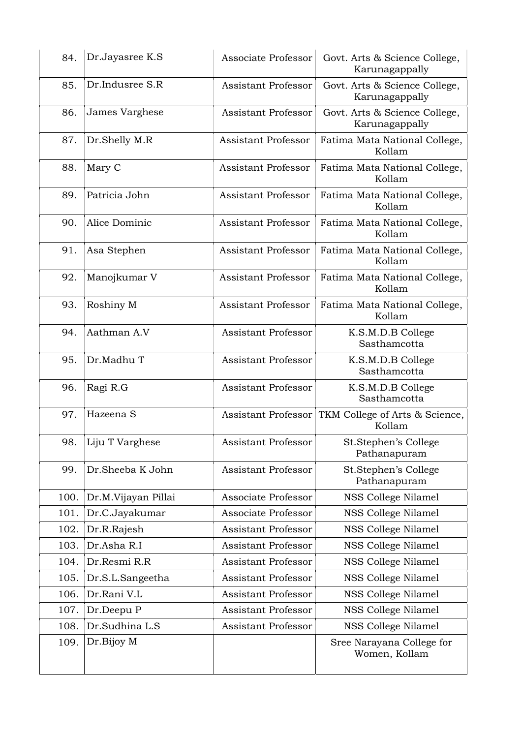| 84. | Dr.Jayasree K.S | Associate Professor | Govt. Arts & Science College, Karunagappally |
|---|---|---|---|
| 85. | Dr.Indusree S.R | Assistant Professor | Govt. Arts & Science College, Karunagappally |
| 86. | James Varghese | Assistant Professor | Govt. Arts & Science College, Karunagappally |
| 87. | Dr.Shelly M.R | Assistant Professor | Fatima Mata National College, Kollam |
| 88. | Mary C | Assistant Professor | Fatima Mata National College, Kollam |
| 89. | Patricia John | Assistant Professor | Fatima Mata National College, Kollam |
| 90. | Alice Dominic | Assistant Professor | Fatima Mata National College, Kollam |
| 91. | Asa Stephen | Assistant Professor | Fatima Mata National College, Kollam |
| 92. | Manojkumar V | Assistant Professor | Fatima Mata National College, Kollam |
| 93. | Roshiny M | Assistant Professor | Fatima Mata National College, Kollam |
| 94. | Aathman A.V | Assistant Professor | K.S.M.D.B College Sasthamcotta |
| 95. | Dr.Madhu T | Assistant Professor | K.S.M.D.B College Sasthamcotta |
| 96. | Ragi R.G | Assistant Professor | K.S.M.D.B College Sasthamcotta |
| 97. | Hazeena S | Assistant Professor | TKM College of Arts & Science, Kollam |
| 98. | Liju T Varghese | Assistant Professor | St.Stephen's College Pathanapuram |
| 99. | Dr.Sheeba K John | Assistant Professor | St.Stephen's College Pathanapuram |
| 100. | Dr.M.Vijayan Pillai | Associate Professor | NSS College Nilamel |
| 101. | Dr.C.Jayakumar | Associate Professor | NSS College Nilamel |
| 102. | Dr.R.Rajesh | Assistant Professor | NSS College Nilamel |
| 103. | Dr.Asha R.I | Assistant Professor | NSS College Nilamel |
| 104. | Dr.Resmi R.R | Assistant Professor | NSS College Nilamel |
| 105. | Dr.S.L.Sangeetha | Assistant Professor | NSS College Nilamel |
| 106. | Dr.Rani V.L | Assistant Professor | NSS College Nilamel |
| 107. | Dr.Deepu P | Assistant Professor | NSS College Nilamel |
| 108. | Dr.Sudhina L.S | Assistant Professor | NSS College Nilamel |
| 109. | Dr.Bijoy M | | Sree Narayana College for Women, Kollam |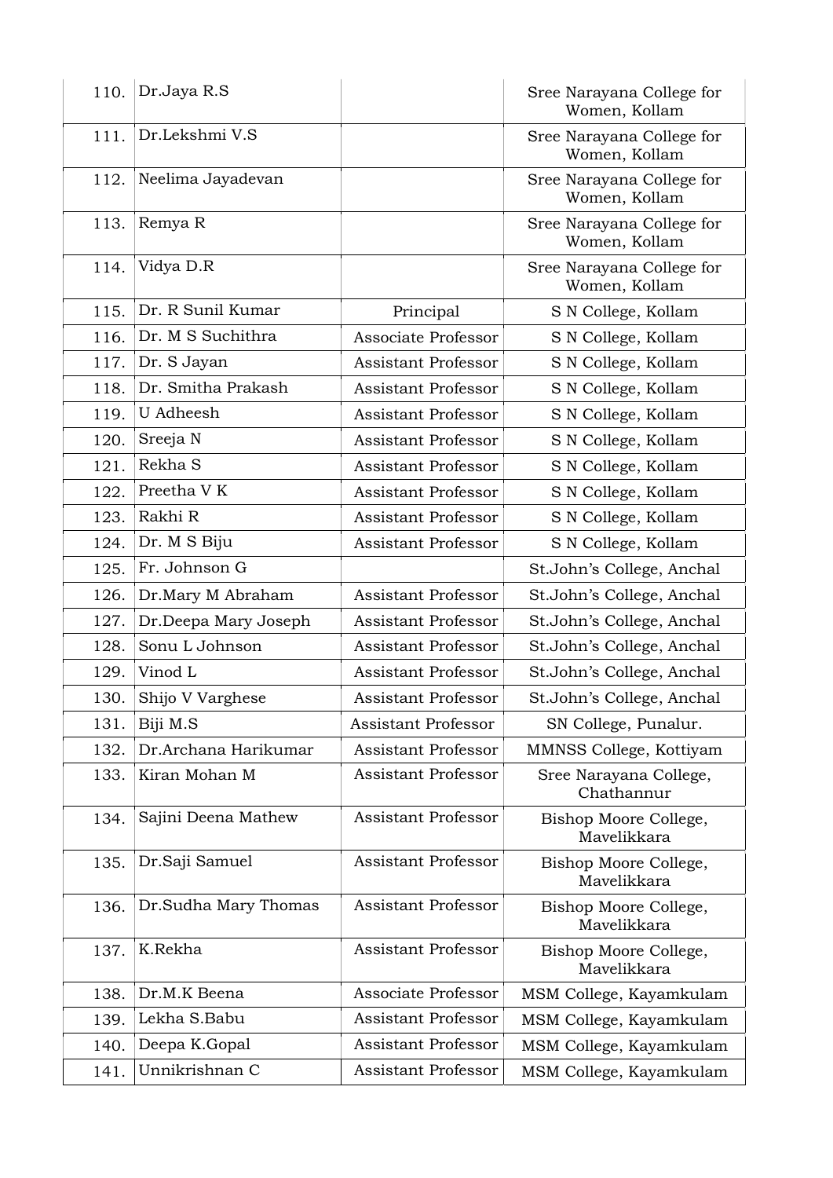| | | | |
|---|---|---|---|
| 110. | Dr.Jaya R.S | | Sree Narayana College for Women, Kollam |
| 111. | Dr.Lekshmi V.S | | Sree Narayana College for Women, Kollam |
| 112. | Neelima Jayadevan | | Sree Narayana College for Women, Kollam |
| 113. | Remya R | | Sree Narayana College for Women, Kollam |
| 114. | Vidya D.R | | Sree Narayana College for Women, Kollam |
| 115. | Dr. R Sunil Kumar | Principal | S N College, Kollam |
| 116. | Dr. M S Suchithra | Associate Professor | S N College, Kollam |
| 117. | Dr. S Jayan | Assistant Professor | S N College, Kollam |
| 118. | Dr. Smitha Prakash | Assistant Professor | S N College, Kollam |
| 119. | U Adheesh | Assistant Professor | S N College, Kollam |
| 120. | Sreeja N | Assistant Professor | S N College, Kollam |
| 121. | Rekha S | Assistant Professor | S N College, Kollam |
| 122. | Preetha V K | Assistant Professor | S N College, Kollam |
| 123. | Rakhi R | Assistant Professor | S N College, Kollam |
| 124. | Dr. M S Biju | Assistant Professor | S N College, Kollam |
| 125. | Fr. Johnson G | | St.John's College, Anchal |
| 126. | Dr.Mary M Abraham | Assistant Professor | St.John's College, Anchal |
| 127. | Dr.Deepa Mary Joseph | Assistant Professor | St.John's College, Anchal |
| 128. | Sonu L Johnson | Assistant Professor | St.John's College, Anchal |
| 129. | Vinod L | Assistant Professor | St.John's College, Anchal |
| 130. | Shijo V Varghese | Assistant Professor | St.John's College, Anchal |
| 131. | Biji M.S | Assistant Professor | SN College, Punalur. |
| 132. | Dr.Archana Harikumar | Assistant Professor | MMNSS College, Kottiyam |
| 133. | Kiran Mohan M | Assistant Professor | Sree Narayana College, Chathannur |
| 134. | Sajini Deena Mathew | Assistant Professor | Bishop Moore College, Mavelikkara |
| 135. | Dr.Saji Samuel | Assistant Professor | Bishop Moore College, Mavelikkara |
| 136. | Dr.Sudha Mary Thomas | Assistant Professor | Bishop Moore College, Mavelikkara |
| 137. | K.Rekha | Assistant Professor | Bishop Moore College, Mavelikkara |
| 138. | Dr.M.K Beena | Associate Professor | MSM College, Kayamkulam |
| 139. | Lekha S.Babu | Assistant Professor | MSM College, Kayamkulam |
| 140. | Deepa K.Gopal | Assistant Professor | MSM College, Kayamkulam |
| 141. | Unnikrishnan C | Assistant Professor | MSM College, Kayamkulam |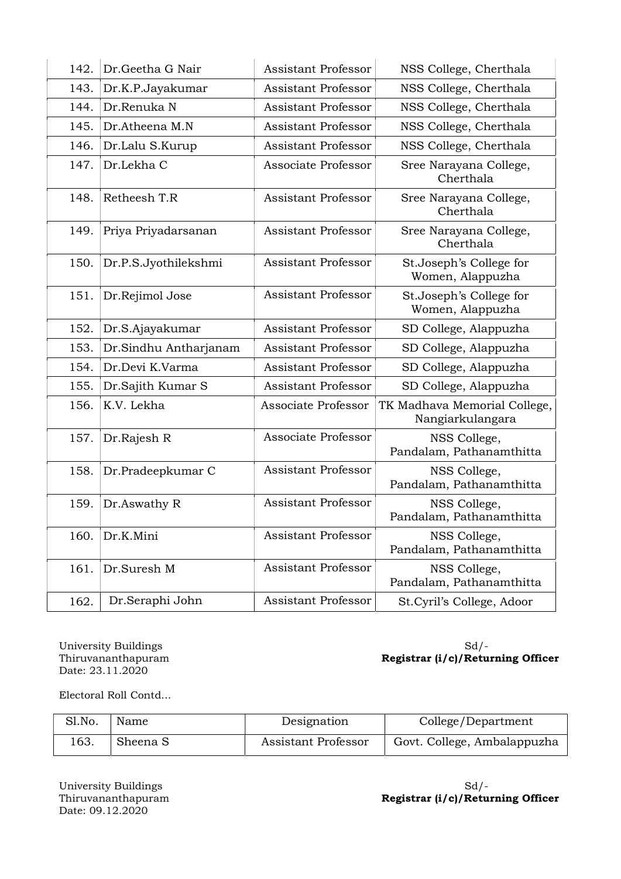| | | | |
|---|---|---|---|
| 142. | Dr.Geetha G Nair | Assistant Professor | NSS College, Cherthala |
| 143. | Dr.K.P.Jayakumar | Assistant Professor | NSS College, Cherthala |
| 144. | Dr.Renuka N | Assistant Professor | NSS College, Cherthala |
| 145. | Dr.Atheena M.N | Assistant Professor | NSS College, Cherthala |
| 146. | Dr.Lalu S.Kurup | Assistant Professor | NSS College, Cherthala |
| 147. | Dr.Lekha C | Associate Professor | Sree Narayana College, Cherthala |
| 148. | Retheesh T.R | Assistant Professor | Sree Narayana College, Cherthala |
| 149. | Priya Priyadarsanan | Assistant Professor | Sree Narayana College, Cherthala |
| 150. | Dr.P.S.Jyothilekshmi | Assistant Professor | St.Joseph's College for Women, Alappuzha |
| 151. | Dr.Rejimol Jose | Assistant Professor | St.Joseph's College for Women, Alappuzha |
| 152. | Dr.S.Ajayakumar | Assistant Professor | SD College, Alappuzha |
| 153. | Dr.Sindhu Antharjanam | Assistant Professor | SD College, Alappuzha |
| 154. | Dr.Devi K.Varma | Assistant Professor | SD College, Alappuzha |
| 155. | Dr.Sajith Kumar S | Assistant Professor | SD College, Alappuzha |
| 156. | K.V. Lekha | Associate Professor | TK Madhava Memorial College, Nangiarkulangara |
| 157. | Dr.Rajesh R | Associate Professor | NSS College, Pandalam, Pathanamthitta |
| 158. | Dr.Pradeepkumar C | Assistant Professor | NSS College, Pandalam, Pathanamthitta |
| 159. | Dr.Aswathy R | Assistant Professor | NSS College, Pandalam, Pathanamthitta |
| 160. | Dr.K.Mini | Assistant Professor | NSS College, Pandalam, Pathanamthitta |
| 161. | Dr.Suresh M | Assistant Professor | NSS College, Pandalam, Pathanamthitta |
| 162. | Dr.Seraphi John | Assistant Professor | St.Cyril's College, Adoor |

University Buildings
Thiruvananthapuram
Date: 23.11.2020

Sd/-
**Registrar (i/c)/Returning Officer**

Electoral Roll Contd...

| Sl.No. | Name | Designation | College/Department |
|---|---|---|---|
| 163. | Sheena S | Assistant Professor | Govt. College, Ambalappuzha |

University Buildings
Thiruvananthapuram
Date: 09.12.2020

Sd/-
**Registrar (i/c)/Returning Officer**